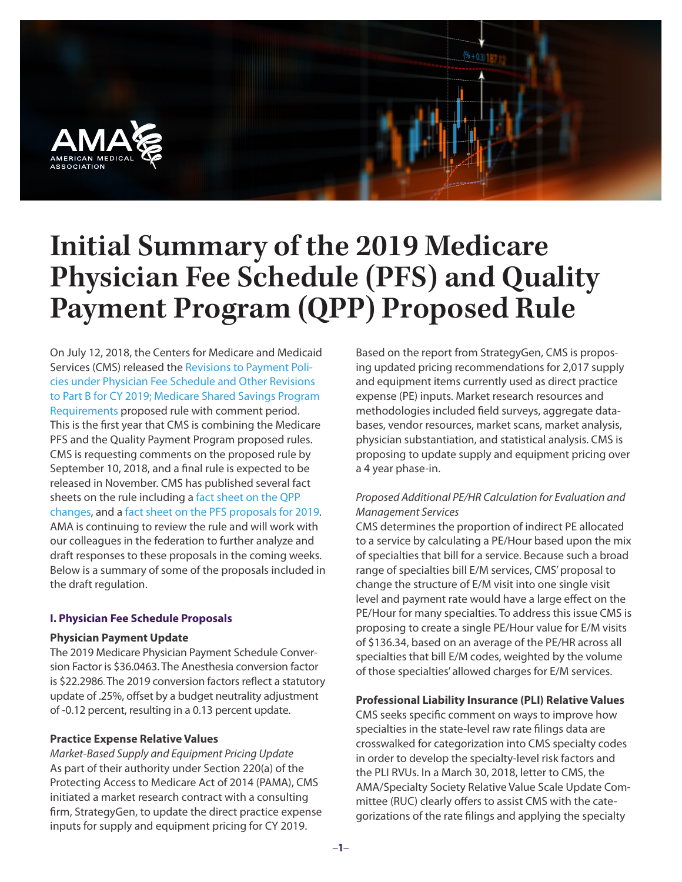# Initial Summary of the 2019 Medicare Physician Fee Schedule (PFS) and Quality Payment Program (QPP) Proposed Rule

On July 12, 2018, the Centers for Medicare and Medicaid Services (CMS) released the Revisions to Payment Policies under Physician Fee Schedule and Other Revisions to Part B for CY 2019; Medicare Shared Savings Program Requirements proposed rule with comment period. This is the first year that CMS is combining the Medicare PFS and the Quality Payment Program proposed rules. CMS is requesting comments on the proposed rule by September 10, 2018, and a final rule is expected to be released in November. CMS has published several fact sheets on the rule including a fact sheet on the QPP changes, and a fact sheet on the PFS proposals for 2019. AMA is continuing to review the rule and will work with our colleagues in the federation to further analyze and draft responses to these proposals in the coming weeks. Below is a summary of some of the proposals included in the draft regulation.

## I. Physician Fee Schedule Proposals

### Physician Payment Update

The 2019 Medicare Physician Payment Schedule Conversion Factor is $36.0463. The Anesthesia conversion factor is $22.2986. The 2019 conversion factors reflect a statutory update of .25%, offset by a budget neutrality adjustment of -0.12 percent, resulting in a 0.13 percent update.

### Practice Expense Relative Values

*Market-Based Supply and Equipment Pricing Update*

As part of their authority under Section 220(a) of the Protecting Access to Medicare Act of 2014 (PAMA), CMS initiated a market research contract with a consulting firm, StrategyGen, to update the direct practice expense inputs for supply and equipment pricing for CY 2019.

Based on the report from StrategyGen, CMS is proposing updated pricing recommendations for 2,017 supply and equipment items currently used as direct practice expense (PE) inputs. Market research resources and methodologies included field surveys, aggregate databases, vendor resources, market scans, market analysis, physician substantiation, and statistical analysis. CMS is proposing to update supply and equipment pricing over a 4 year phase-in.

*Proposed Additional PE/HR Calculation for Evaluation and Management Services*

CMS determines the proportion of indirect PE allocated to a service by calculating a PE/Hour based upon the mix of specialties that bill for a service. Because such a broad range of specialties bill E/M services, CMS' proposal to change the structure of E/M visit into one single visit level and payment rate would have a large effect on the PE/Hour for many specialties. To address this issue CMS is proposing to create a single PE/Hour value for E/M visits of $136.34, based on an average of the PE/HR across all specialties that bill E/M codes, weighted by the volume of those specialties' allowed charges for E/M services.

### Professional Liability Insurance (PLI) Relative Values

CMS seeks specific comment on ways to improve how specialties in the state-level raw rate filings data are crosswalked for categorization into CMS specialty codes in order to develop the specialty-level risk factors and the PLI RVUs. In a March 30, 2018, letter to CMS, the AMA/Specialty Society Relative Value Scale Update Committee (RUC) clearly offers to assist CMS with the categorizations of the rate filings and applying the specialty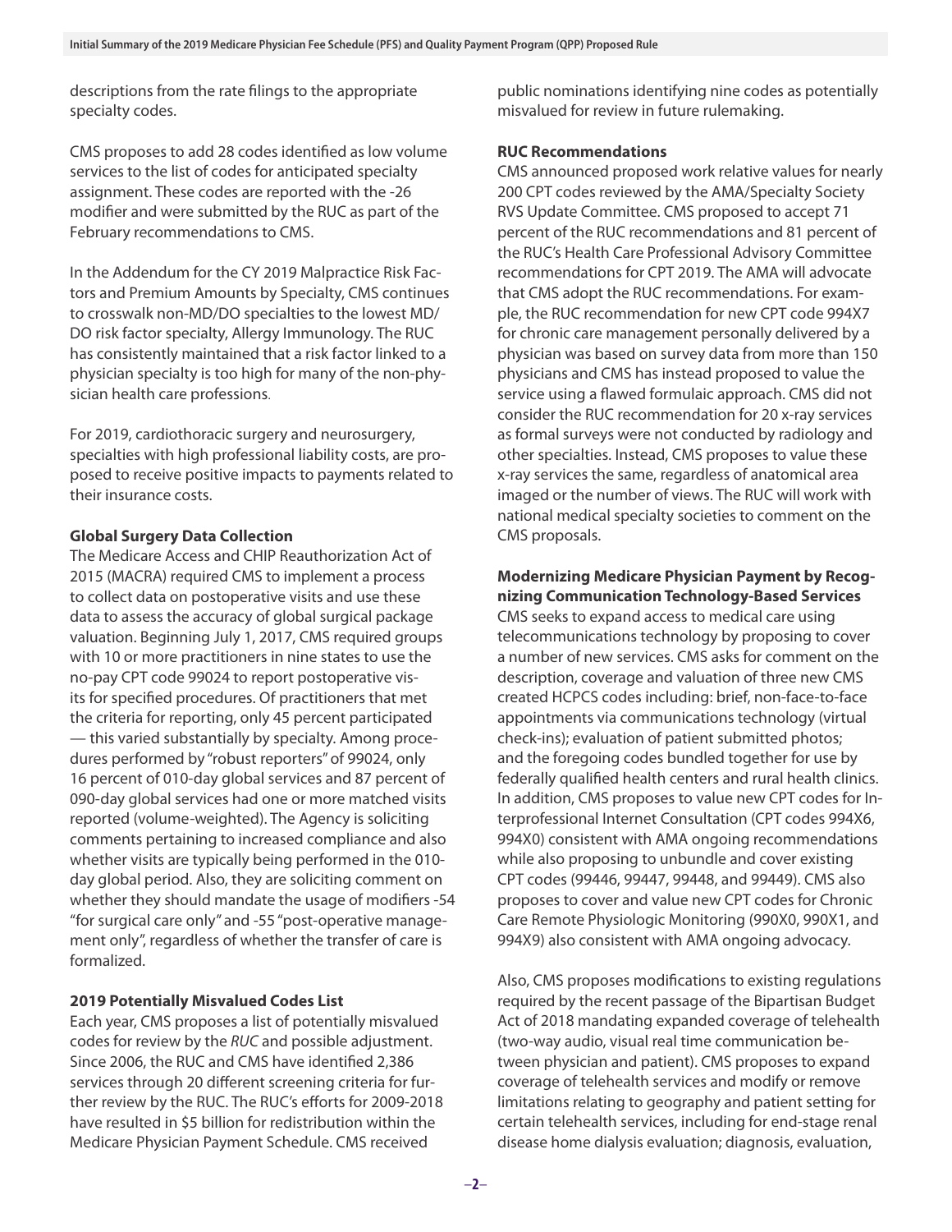descriptions from the rate filings to the appropriate specialty codes.

CMS proposes to add 28 codes identified as low volume services to the list of codes for anticipated specialty assignment. These codes are reported with the -26 modifier and were submitted by the RUC as part of the February recommendations to CMS.

In the Addendum for the CY 2019 Malpractice Risk Factors and Premium Amounts by Specialty, CMS continues to crosswalk non-MD/DO specialties to the lowest MD/DO risk factor specialty, Allergy Immunology. The RUC has consistently maintained that a risk factor linked to a physician specialty is too high for many of the non-physician health care professions.

For 2019, cardiothoracic surgery and neurosurgery, specialties with high professional liability costs, are proposed to receive positive impacts to payments related to their insurance costs.

**Global Surgery Data Collection**

The Medicare Access and CHIP Reauthorization Act of 2015 (MACRA) required CMS to implement a process to collect data on postoperative visits and use these data to assess the accuracy of global surgical package valuation. Beginning July 1, 2017, CMS required groups with 10 or more practitioners in nine states to use the no-pay CPT code 99024 to report postoperative visits for specified procedures. Of practitioners that met the criteria for reporting, only 45 percent participated — this varied substantially by specialty. Among procedures performed by "robust reporters" of 99024, only 16 percent of 010-day global services and 87 percent of 090-day global services had one or more matched visits reported (volume-weighted). The Agency is soliciting comments pertaining to increased compliance and also whether visits are typically being performed in the 010-day global period. Also, they are soliciting comment on whether they should mandate the usage of modifiers -54 "for surgical care only" and -55 "post-operative management only", regardless of whether the transfer of care is formalized.

**2019 Potentially Misvalued Codes List**

Each year, CMS proposes a list of potentially misvalued codes for review by the *RUC* and possible adjustment. Since 2006, the RUC and CMS have identified 2,386 services through 20 different screening criteria for further review by the RUC. The RUC's efforts for 2009-2018 have resulted in $5 billion for redistribution within the Medicare Physician Payment Schedule. CMS received public nominations identifying nine codes as potentially misvalued for review in future rulemaking.

**RUC Recommendations**

CMS announced proposed work relative values for nearly 200 CPT codes reviewed by the AMA/Specialty Society RVS Update Committee. CMS proposed to accept 71 percent of the RUC recommendations and 81 percent of the RUC's Health Care Professional Advisory Committee recommendations for CPT 2019. The AMA will advocate that CMS adopt the RUC recommendations. For example, the RUC recommendation for new CPT code 994X7 for chronic care management personally delivered by a physician was based on survey data from more than 150 physicians and CMS has instead proposed to value the service using a flawed formulaic approach. CMS did not consider the RUC recommendation for 20 x-ray services as formal surveys were not conducted by radiology and other specialties. Instead, CMS proposes to value these x-ray services the same, regardless of anatomical area imaged or the number of views. The RUC will work with national medical specialty societies to comment on the CMS proposals.

**Modernizing Medicare Physician Payment by Recognizing Communication Technology-Based Services**

CMS seeks to expand access to medical care using telecommunications technology by proposing to cover a number of new services. CMS asks for comment on the description, coverage and valuation of three new CMS created HCPCS codes including: brief, non-face-to-face appointments via communications technology (virtual check-ins); evaluation of patient submitted photos; and the foregoing codes bundled together for use by federally qualified health centers and rural health clinics. In addition, CMS proposes to value new CPT codes for Interprofessional Internet Consultation (CPT codes 994X6, 994X0) consistent with AMA ongoing recommendations while also proposing to unbundle and cover existing CPT codes (99446, 99447, 99448, and 99449). CMS also proposes to cover and value new CPT codes for Chronic Care Remote Physiologic Monitoring (990X0, 990X1, and 994X9) also consistent with AMA ongoing advocacy.

Also, CMS proposes modifications to existing regulations required by the recent passage of the Bipartisan Budget Act of 2018 mandating expanded coverage of telehealth (two-way audio, visual real time communication between physician and patient). CMS proposes to expand coverage of telehealth services and modify or remove limitations relating to geography and patient setting for certain telehealth services, including for end-stage renal disease home dialysis evaluation; diagnosis, evaluation,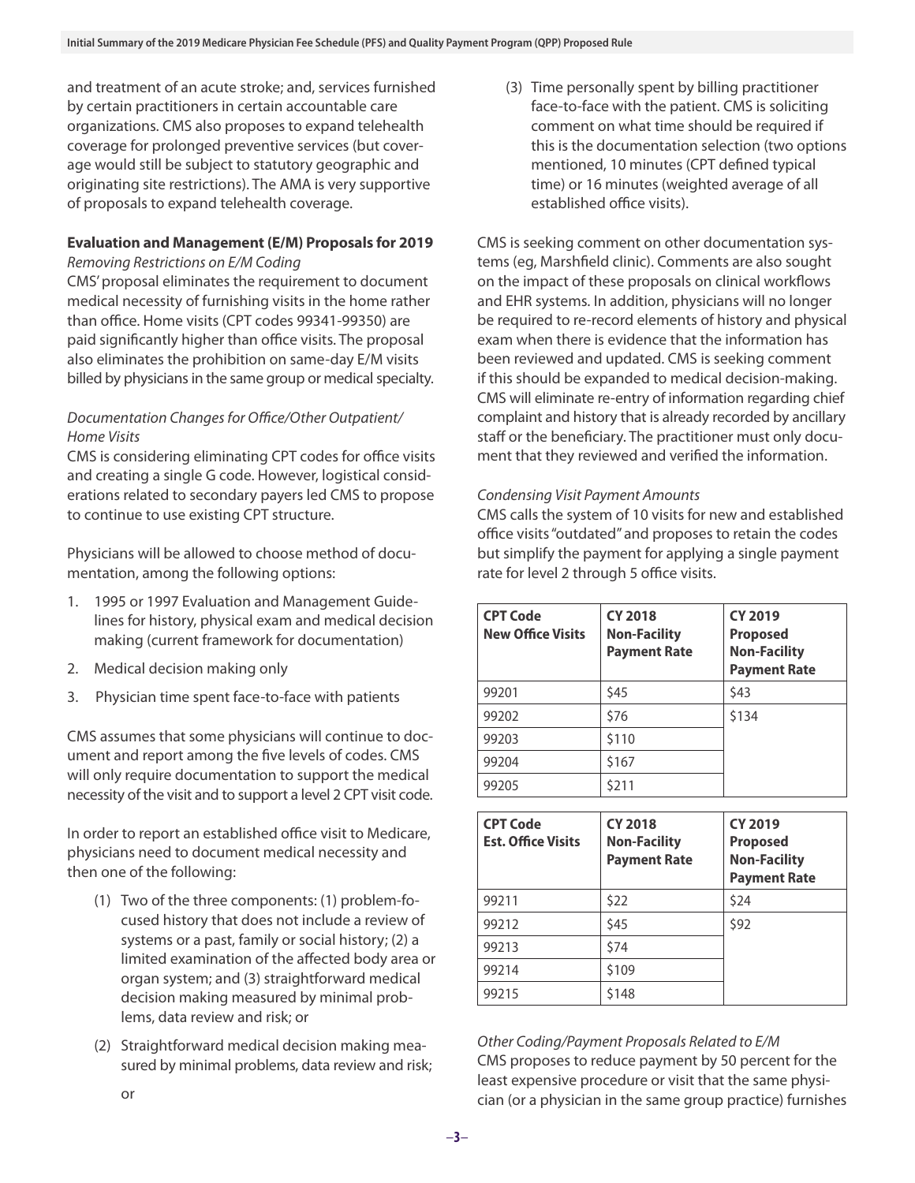and treatment of an acute stroke; and, services furnished by certain practitioners in certain accountable care organizations. CMS also proposes to expand telehealth coverage for prolonged preventive services (but coverage would still be subject to statutory geographic and originating site restrictions). The AMA is very supportive of proposals to expand telehealth coverage.

### Evaluation and Management (E/M) Proposals for 2019

*Removing Restrictions on E/M Coding*

CMS' proposal eliminates the requirement to document medical necessity of furnishing visits in the home rather than office. Home visits (CPT codes 99341-99350) are paid significantly higher than office visits. The proposal also eliminates the prohibition on same-day E/M visits billed by physicians in the same group or medical specialty.

*Documentation Changes for Office/Other Outpatient/Home Visits*

CMS is considering eliminating CPT codes for office visits and creating a single G code. However, logistical considerations related to secondary payers led CMS to propose to continue to use existing CPT structure.

Physicians will be allowed to choose method of documentation, among the following options:

1. 1995 or 1997 Evaluation and Management Guidelines for history, physical exam and medical decision making (current framework for documentation)
2. Medical decision making only
3. Physician time spent face-to-face with patients

CMS assumes that some physicians will continue to document and report among the five levels of codes. CMS will only require documentation to support the medical necessity of the visit and to support a level 2 CPT visit code.

In order to report an established office visit to Medicare, physicians need to document medical necessity and then one of the following:

(1) Two of the three components: (1) problem-focused history that does not include a review of systems or a past, family or social history; (2) a limited examination of the affected body area or organ system; and (3) straightforward medical decision making measured by minimal problems, data review and risk; or

(2) Straightforward medical decision making measured by minimal problems, data review and risk; or

(3) Time personally spent by billing practitioner face-to-face with the patient. CMS is soliciting comment on what time should be required if this is the documentation selection (two options mentioned, 10 minutes (CPT defined typical time) or 16 minutes (weighted average of all established office visits).

CMS is seeking comment on other documentation systems (eg, Marshfield clinic). Comments are also sought on the impact of these proposals on clinical workflows and EHR systems. In addition, physicians will no longer be required to re-record elements of history and physical exam when there is evidence that the information has been reviewed and updated. CMS is seeking comment if this should be expanded to medical decision-making. CMS will eliminate re-entry of information regarding chief complaint and history that is already recorded by ancillary staff or the beneficiary. The practitioner must only document that they reviewed and verified the information.

*Condensing Visit Payment Amounts*

CMS calls the system of 10 visits for new and established office visits "outdated" and proposes to retain the codes but simplify the payment for applying a single payment rate for level 2 through 5 office visits.

| CPT Code New Office Visits | CY 2018 Non-Facility Payment Rate | CY 2019 Proposed Non-Facility Payment Rate |
|---|---|---|
| 99201 | $45 | $43 |
| 99202 | $76 | $134 |
| 99203 | $110 | |
| 99204 | $167 | |
| 99205 | $211 | |

| CPT Code Est. Office Visits | CY 2018 Non-Facility Payment Rate | CY 2019 Proposed Non-Facility Payment Rate |
|---|---|---|
| 99211 | $22 | $24 |
| 99212 | $45 | $92 |
| 99213 | $74 | |
| 99214 | $109 | |
| 99215 | $148 | |

*Other Coding/Payment Proposals Related to E/M*

CMS proposes to reduce payment by 50 percent for the least expensive procedure or visit that the same physician (or a physician in the same group practice) furnishes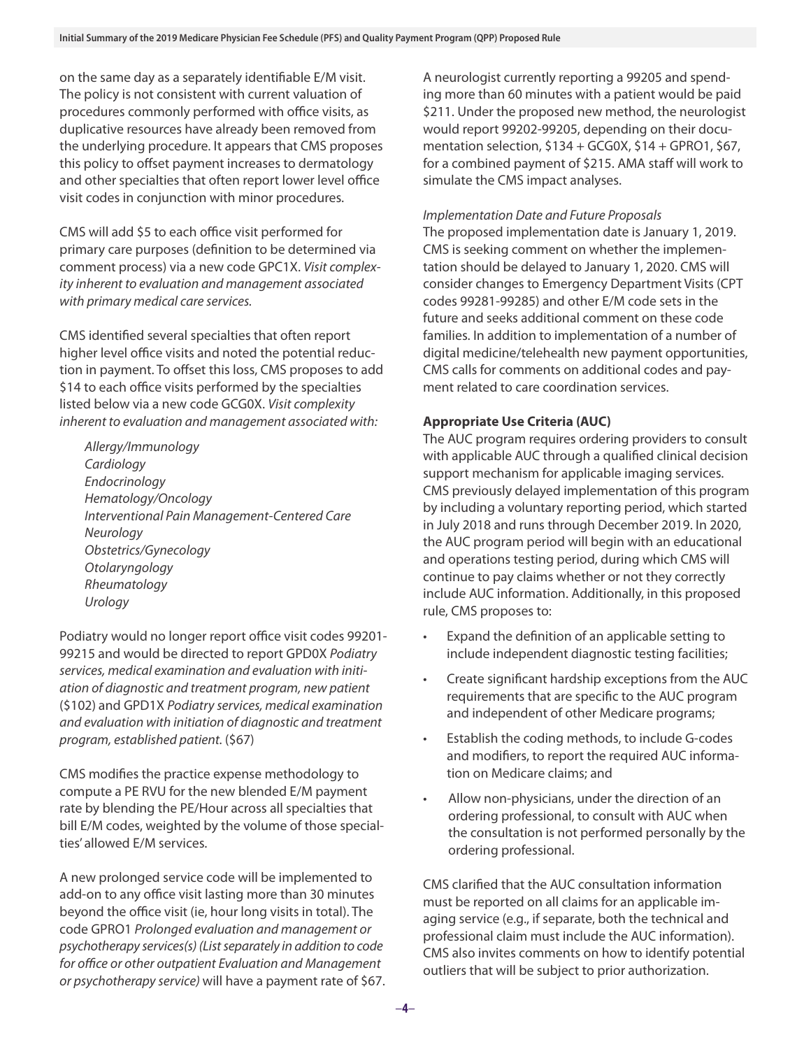on the same day as a separately identifiable E/M visit. The policy is not consistent with current valuation of procedures commonly performed with office visits, as duplicative resources have already been removed from the underlying procedure. It appears that CMS proposes this policy to offset payment increases to dermatology and other specialties that often report lower level office visit codes in conjunction with minor procedures.

CMS will add $5 to each office visit performed for primary care purposes (definition to be determined via comment process) via a new code GPC1X. *Visit complexity inherent to evaluation and management associated with primary medical care services.*

CMS identified several specialties that often report higher level office visits and noted the potential reduction in payment. To offset this loss, CMS proposes to add $14 to each office visits performed by the specialties listed below via a new code GCG0X. *Visit complexity inherent to evaluation and management associated with:*

*Allergy/Immunology*
*Cardiology*
*Endocrinology*
*Hematology/Oncology*
*Interventional Pain Management-Centered Care*
*Neurology*
*Obstetrics/Gynecology*
*Otolaryngology*
*Rheumatology*
*Urology*

Podiatry would no longer report office visit codes 99201-99215 and would be directed to report GPD0X *Podiatry services, medical examination and evaluation with initiation of diagnostic and treatment program, new patient* ($102) and GPD1X *Podiatry services, medical examination and evaluation with initiation of diagnostic and treatment program, established patient.* ($67)

CMS modifies the practice expense methodology to compute a PE RVU for the new blended E/M payment rate by blending the PE/Hour across all specialties that bill E/M codes, weighted by the volume of those specialties' allowed E/M services.

A new prolonged service code will be implemented to add-on to any office visit lasting more than 30 minutes beyond the office visit (ie, hour long visits in total). The code GPRO1 *Prolonged evaluation and management or psychotherapy services(s) (List separately in addition to code for office or other outpatient Evaluation and Management or psychotherapy service)* will have a payment rate of $67.

A neurologist currently reporting a 99205 and spending more than 60 minutes with a patient would be paid $211. Under the proposed new method, the neurologist would report 99202-99205, depending on their documentation selection, $134 + GCG0X, $14 + GPRO1, $67, for a combined payment of $215. AMA staff will work to simulate the CMS impact analyses.

*Implementation Date and Future Proposals*

The proposed implementation date is January 1, 2019. CMS is seeking comment on whether the implementation should be delayed to January 1, 2020. CMS will consider changes to Emergency Department Visits (CPT codes 99281-99285) and other E/M code sets in the future and seeks additional comment on these code families. In addition to implementation of a number of digital medicine/telehealth new payment opportunities, CMS calls for comments on additional codes and payment related to care coordination services.

**Appropriate Use Criteria (AUC)**

The AUC program requires ordering providers to consult with applicable AUC through a qualified clinical decision support mechanism for applicable imaging services. CMS previously delayed implementation of this program by including a voluntary reporting period, which started in July 2018 and runs through December 2019. In 2020, the AUC program period will begin with an educational and operations testing period, during which CMS will continue to pay claims whether or not they correctly include AUC information. Additionally, in this proposed rule, CMS proposes to:

- Expand the definition of an applicable setting to include independent diagnostic testing facilities;
- Create significant hardship exceptions from the AUC requirements that are specific to the AUC program and independent of other Medicare programs;
- Establish the coding methods, to include G-codes and modifiers, to report the required AUC information on Medicare claims; and
- Allow non-physicians, under the direction of an ordering professional, to consult with AUC when the consultation is not performed personally by the ordering professional.

CMS clarified that the AUC consultation information must be reported on all claims for an applicable imaging service (e.g., if separate, both the technical and professional claim must include the AUC information). CMS also invites comments on how to identify potential outliers that will be subject to prior authorization.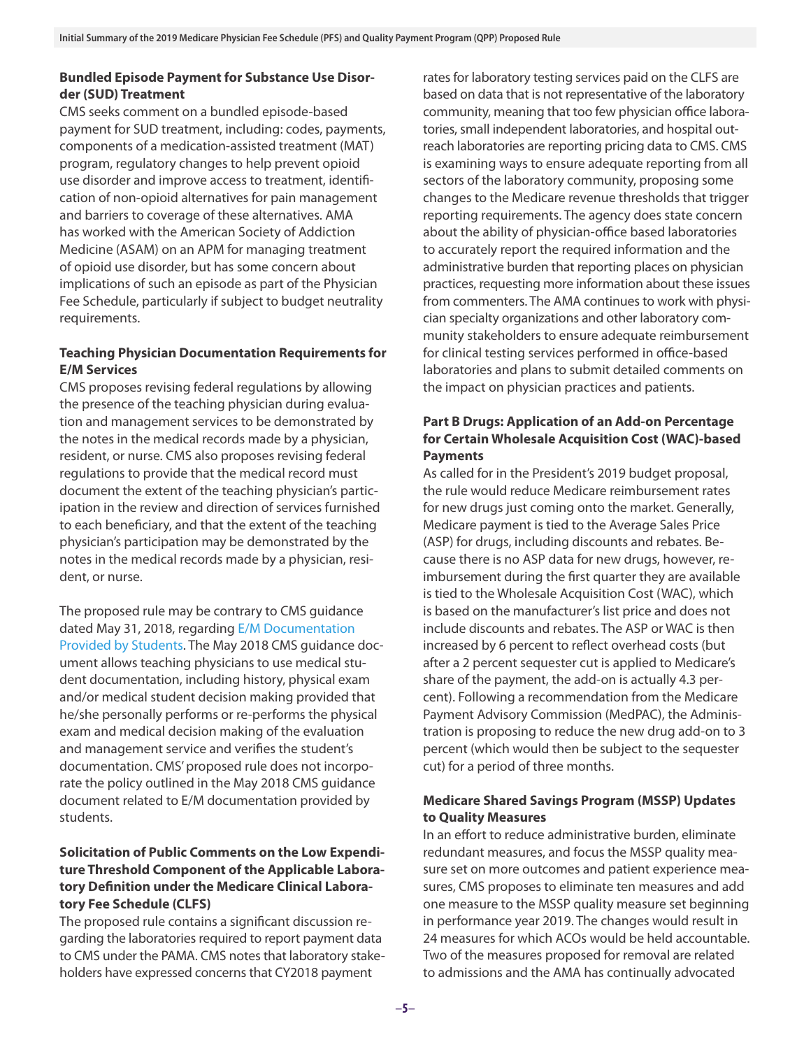### Bundled Episode Payment for Substance Use Disorder (SUD) Treatment

CMS seeks comment on a bundled episode-based payment for SUD treatment, including: codes, payments, components of a medication-assisted treatment (MAT) program, regulatory changes to help prevent opioid use disorder and improve access to treatment, identification of non-opioid alternatives for pain management and barriers to coverage of these alternatives. AMA has worked with the American Society of Addiction Medicine (ASAM) on an APM for managing treatment of opioid use disorder, but has some concern about implications of such an episode as part of the Physician Fee Schedule, particularly if subject to budget neutrality requirements.

### Teaching Physician Documentation Requirements for E/M Services

CMS proposes revising federal regulations by allowing the presence of the teaching physician during evaluation and management services to be demonstrated by the notes in the medical records made by a physician, resident, or nurse. CMS also proposes revising federal regulations to provide that the medical record must document the extent of the teaching physician's participation in the review and direction of services furnished to each beneficiary, and that the extent of the teaching physician's participation may be demonstrated by the notes in the medical records made by a physician, resident, or nurse.

The proposed rule may be contrary to CMS guidance dated May 31, 2018, regarding E/M Documentation Provided by Students. The May 2018 CMS guidance document allows teaching physicians to use medical student documentation, including history, physical exam and/or medical student decision making provided that he/she personally performs or re-performs the physical exam and medical decision making of the evaluation and management service and verifies the student's documentation. CMS' proposed rule does not incorporate the policy outlined in the May 2018 CMS guidance document related to E/M documentation provided by students.

### Solicitation of Public Comments on the Low Expenditure Threshold Component of the Applicable Laboratory Definition under the Medicare Clinical Laboratory Fee Schedule (CLFS)

The proposed rule contains a significant discussion regarding the laboratories required to report payment data to CMS under the PAMA. CMS notes that laboratory stakeholders have expressed concerns that CY2018 payment rates for laboratory testing services paid on the CLFS are based on data that is not representative of the laboratory community, meaning that too few physician office laboratories, small independent laboratories, and hospital outreach laboratories are reporting pricing data to CMS. CMS is examining ways to ensure adequate reporting from all sectors of the laboratory community, proposing some changes to the Medicare revenue thresholds that trigger reporting requirements. The agency does state concern about the ability of physician-office based laboratories to accurately report the required information and the administrative burden that reporting places on physician practices, requesting more information about these issues from commenters. The AMA continues to work with physician specialty organizations and other laboratory community stakeholders to ensure adequate reimbursement for clinical testing services performed in office-based laboratories and plans to submit detailed comments on the impact on physician practices and patients.

### Part B Drugs: Application of an Add-on Percentage for Certain Wholesale Acquisition Cost (WAC)-based Payments

As called for in the President's 2019 budget proposal, the rule would reduce Medicare reimbursement rates for new drugs just coming onto the market. Generally, Medicare payment is tied to the Average Sales Price (ASP) for drugs, including discounts and rebates. Because there is no ASP data for new drugs, however, reimbursement during the first quarter they are available is tied to the Wholesale Acquisition Cost (WAC), which is based on the manufacturer's list price and does not include discounts and rebates. The ASP or WAC is then increased by 6 percent to reflect overhead costs (but after a 2 percent sequester cut is applied to Medicare's share of the payment, the add-on is actually 4.3 percent). Following a recommendation from the Medicare Payment Advisory Commission (MedPAC), the Administration is proposing to reduce the new drug add-on to 3 percent (which would then be subject to the sequester cut) for a period of three months.

### Medicare Shared Savings Program (MSSP) Updates to Quality Measures

In an effort to reduce administrative burden, eliminate redundant measures, and focus the MSSP quality measure set on more outcomes and patient experience measures, CMS proposes to eliminate ten measures and add one measure to the MSSP quality measure set beginning in performance year 2019. The changes would result in 24 measures for which ACOs would be held accountable. Two of the measures proposed for removal are related to admissions and the AMA has continually advocated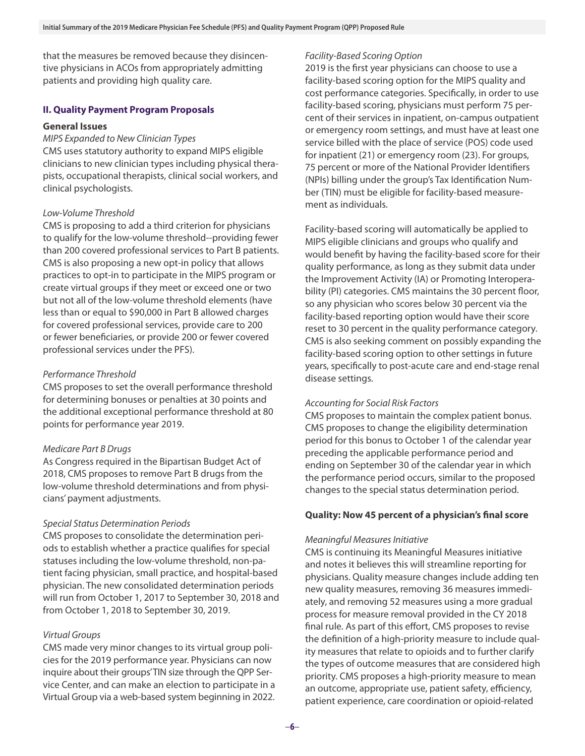that the measures be removed because they disincentive physicians in ACOs from appropriately admitting patients and providing high quality care.

## II. Quality Payment Program Proposals

### General Issues

*MIPS Expanded to New Clinician Types*

CMS uses statutory authority to expand MIPS eligible clinicians to new clinician types including physical therapists, occupational therapists, clinical social workers, and clinical psychologists.

*Low-Volume Threshold*

CMS is proposing to add a third criterion for physicians to qualify for the low-volume threshold--providing fewer than 200 covered professional services to Part B patients. CMS is also proposing a new opt-in policy that allows practices to opt-in to participate in the MIPS program or create virtual groups if they meet or exceed one or two but not all of the low-volume threshold elements (have less than or equal to $90,000 in Part B allowed charges for covered professional services, provide care to 200 or fewer beneficiaries, or provide 200 or fewer covered professional services under the PFS).

*Performance Threshold*

CMS proposes to set the overall performance threshold for determining bonuses or penalties at 30 points and the additional exceptional performance threshold at 80 points for performance year 2019.

*Medicare Part B Drugs*

As Congress required in the Bipartisan Budget Act of 2018, CMS proposes to remove Part B drugs from the low-volume threshold determinations and from physicians' payment adjustments.

*Special Status Determination Periods*

CMS proposes to consolidate the determination periods to establish whether a practice qualifies for special statuses including the low-volume threshold, non-patient facing physician, small practice, and hospital-based physician. The new consolidated determination periods will run from October 1, 2017 to September 30, 2018 and from October 1, 2018 to September 30, 2019.

*Virtual Groups*

CMS made very minor changes to its virtual group policies for the 2019 performance year. Physicians can now inquire about their groups' TIN size through the QPP Service Center, and can make an election to participate in a Virtual Group via a web-based system beginning in 2022.

*Facility-Based Scoring Option*

2019 is the first year physicians can choose to use a facility-based scoring option for the MIPS quality and cost performance categories. Specifically, in order to use facility-based scoring, physicians must perform 75 percent of their services in inpatient, on-campus outpatient or emergency room settings, and must have at least one service billed with the place of service (POS) code used for inpatient (21) or emergency room (23). For groups, 75 percent or more of the National Provider Identifiers (NPIs) billing under the group's Tax Identification Number (TIN) must be eligible for facility-based measurement as individuals.

Facility-based scoring will automatically be applied to MIPS eligible clinicians and groups who qualify and would benefit by having the facility-based score for their quality performance, as long as they submit data under the Improvement Activity (IA) or Promoting Interoperability (PI) categories. CMS maintains the 30 percent floor, so any physician who scores below 30 percent via the facility-based reporting option would have their score reset to 30 percent in the quality performance category. CMS is also seeking comment on possibly expanding the facility-based scoring option to other settings in future years, specifically to post-acute care and end-stage renal disease settings.

*Accounting for Social Risk Factors*

CMS proposes to maintain the complex patient bonus. CMS proposes to change the eligibility determination period for this bonus to October 1 of the calendar year preceding the applicable performance period and ending on September 30 of the calendar year in which the performance period occurs, similar to the proposed changes to the special status determination period.

### Quality: Now 45 percent of a physician's final score

*Meaningful Measures Initiative*

CMS is continuing its Meaningful Measures initiative and notes it believes this will streamline reporting for physicians. Quality measure changes include adding ten new quality measures, removing 36 measures immediately, and removing 52 measures using a more gradual process for measure removal provided in the CY 2018 final rule. As part of this effort, CMS proposes to revise the definition of a high-priority measure to include quality measures that relate to opioids and to further clarify the types of outcome measures that are considered high priority. CMS proposes a high-priority measure to mean an outcome, appropriate use, patient safety, efficiency, patient experience, care coordination or opioid-related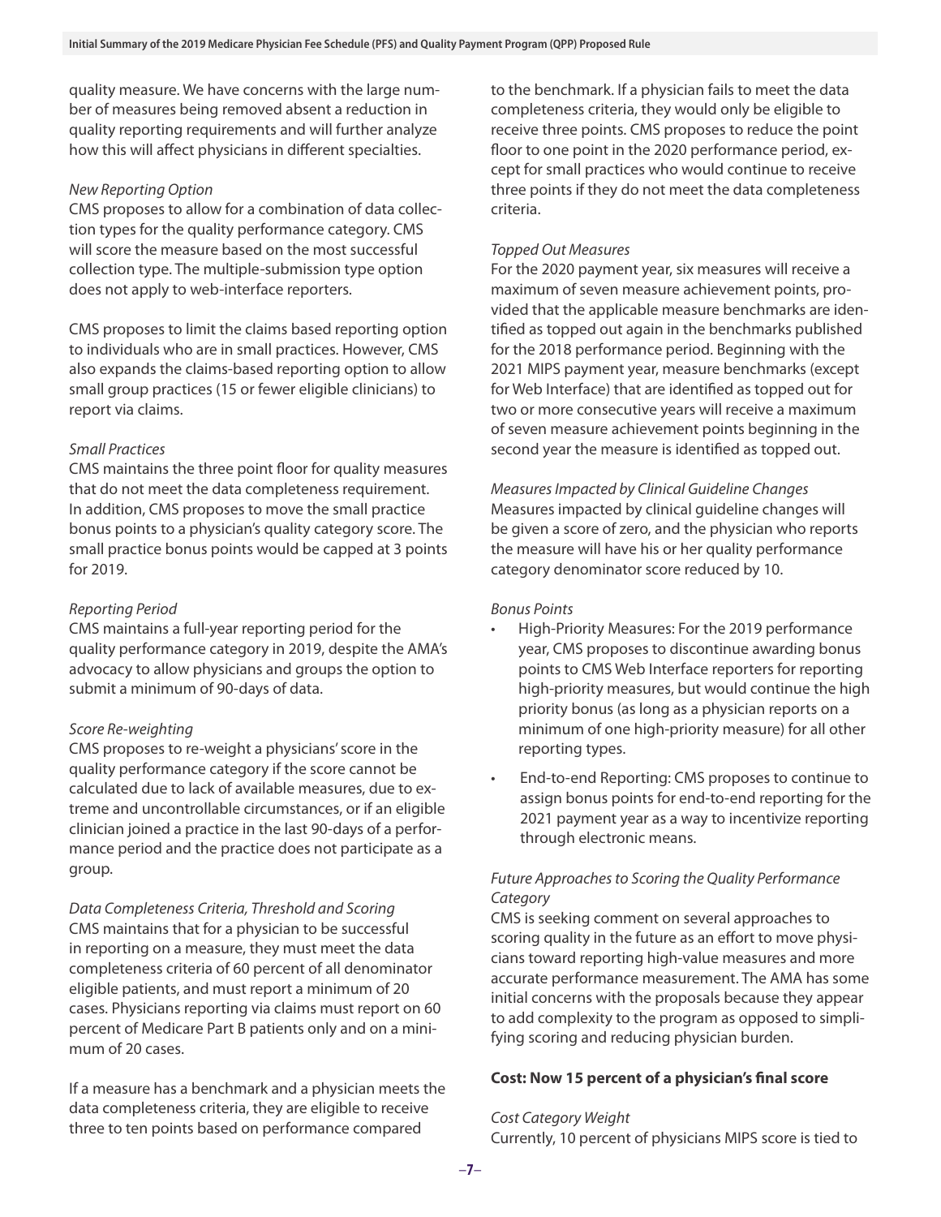quality measure. We have concerns with the large number of measures being removed absent a reduction in quality reporting requirements and will further analyze how this will affect physicians in different specialties.

*New Reporting Option*

CMS proposes to allow for a combination of data collection types for the quality performance category. CMS will score the measure based on the most successful collection type. The multiple-submission type option does not apply to web-interface reporters.

CMS proposes to limit the claims based reporting option to individuals who are in small practices. However, CMS also expands the claims-based reporting option to allow small group practices (15 or fewer eligible clinicians) to report via claims.

*Small Practices*

CMS maintains the three point floor for quality measures that do not meet the data completeness requirement. In addition, CMS proposes to move the small practice bonus points to a physician's quality category score. The small practice bonus points would be capped at 3 points for 2019.

*Reporting Period*

CMS maintains a full-year reporting period for the quality performance category in 2019, despite the AMA's advocacy to allow physicians and groups the option to submit a minimum of 90-days of data.

*Score Re-weighting*

CMS proposes to re-weight a physicians' score in the quality performance category if the score cannot be calculated due to lack of available measures, due to extreme and uncontrollable circumstances, or if an eligible clinician joined a practice in the last 90-days of a performance period and the practice does not participate as a group.

*Data Completeness Criteria, Threshold and Scoring*

CMS maintains that for a physician to be successful in reporting on a measure, they must meet the data completeness criteria of 60 percent of all denominator eligible patients, and must report a minimum of 20 cases. Physicians reporting via claims must report on 60 percent of Medicare Part B patients only and on a minimum of 20 cases.

If a measure has a benchmark and a physician meets the data completeness criteria, they are eligible to receive three to ten points based on performance compared to the benchmark. If a physician fails to meet the data completeness criteria, they would only be eligible to receive three points. CMS proposes to reduce the point floor to one point in the 2020 performance period, except for small practices who would continue to receive three points if they do not meet the data completeness criteria.

*Topped Out Measures*

For the 2020 payment year, six measures will receive a maximum of seven measure achievement points, provided that the applicable measure benchmarks are identified as topped out again in the benchmarks published for the 2018 performance period. Beginning with the 2021 MIPS payment year, measure benchmarks (except for Web Interface) that are identified as topped out for two or more consecutive years will receive a maximum of seven measure achievement points beginning in the second year the measure is identified as topped out.

*Measures Impacted by Clinical Guideline Changes*

Measures impacted by clinical guideline changes will be given a score of zero, and the physician who reports the measure will have his or her quality performance category denominator score reduced by 10.

*Bonus Points*

- High-Priority Measures: For the 2019 performance year, CMS proposes to discontinue awarding bonus points to CMS Web Interface reporters for reporting high-priority measures, but would continue the high priority bonus (as long as a physician reports on a minimum of one high-priority measure) for all other reporting types.
- End-to-end Reporting: CMS proposes to continue to assign bonus points for end-to-end reporting for the 2021 payment year as a way to incentivize reporting through electronic means.

*Future Approaches to Scoring the Quality Performance Category*

CMS is seeking comment on several approaches to scoring quality in the future as an effort to move physicians toward reporting high-value measures and more accurate performance measurement. The AMA has some initial concerns with the proposals because they appear to add complexity to the program as opposed to simplifying scoring and reducing physician burden.

**Cost: Now 15 percent of a physician's final score**

*Cost Category Weight*

Currently, 10 percent of physicians MIPS score is tied to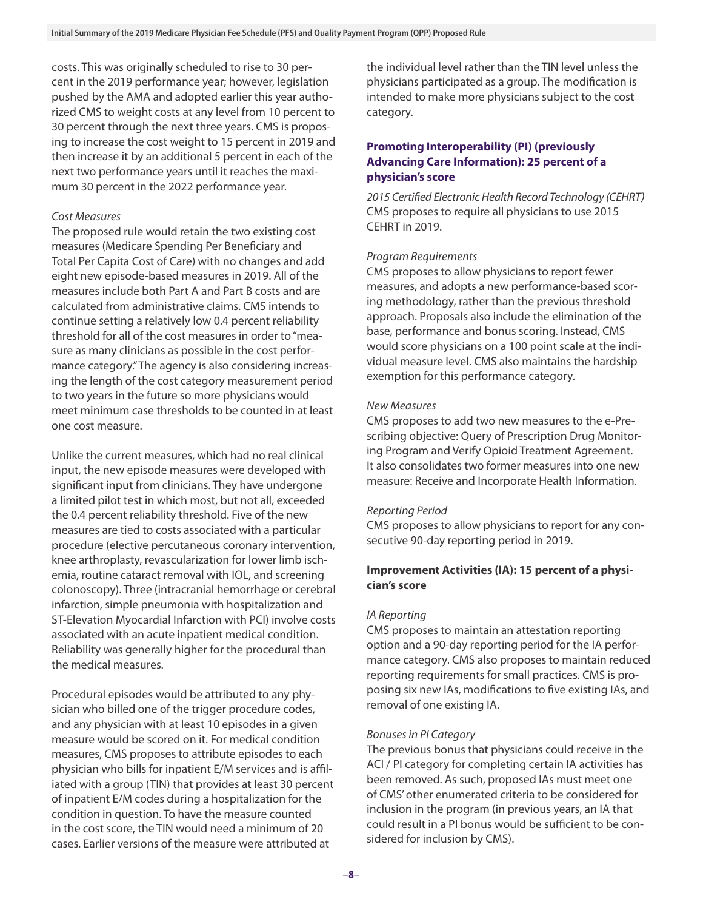costs. This was originally scheduled to rise to 30 percent in the 2019 performance year; however, legislation pushed by the AMA and adopted earlier this year authorized CMS to weight costs at any level from 10 percent to 30 percent through the next three years. CMS is proposing to increase the cost weight to 15 percent in 2019 and then increase it by an additional 5 percent in each of the next two performance years until it reaches the maximum 30 percent in the 2022 performance year.

*Cost Measures*

The proposed rule would retain the two existing cost measures (Medicare Spending Per Beneficiary and Total Per Capita Cost of Care) with no changes and add eight new episode-based measures in 2019. All of the measures include both Part A and Part B costs and are calculated from administrative claims. CMS intends to continue setting a relatively low 0.4 percent reliability threshold for all of the cost measures in order to "measure as many clinicians as possible in the cost performance category." The agency is also considering increasing the length of the cost category measurement period to two years in the future so more physicians would meet minimum case thresholds to be counted in at least one cost measure.

Unlike the current measures, which had no real clinical input, the new episode measures were developed with significant input from clinicians. They have undergone a limited pilot test in which most, but not all, exceeded the 0.4 percent reliability threshold. Five of the new measures are tied to costs associated with a particular procedure (elective percutaneous coronary intervention, knee arthroplasty, revascularization for lower limb ischemia, routine cataract removal with IOL, and screening colonoscopy). Three (intracranial hemorrhage or cerebral infarction, simple pneumonia with hospitalization and ST-Elevation Myocardial Infarction with PCI) involve costs associated with an acute inpatient medical condition. Reliability was generally higher for the procedural than the medical measures.

Procedural episodes would be attributed to any physician who billed one of the trigger procedure codes, and any physician with at least 10 episodes in a given measure would be scored on it. For medical condition measures, CMS proposes to attribute episodes to each physician who bills for inpatient E/M services and is affiliated with a group (TIN) that provides at least 30 percent of inpatient E/M codes during a hospitalization for the condition in question. To have the measure counted in the cost score, the TIN would need a minimum of 20 cases. Earlier versions of the measure were attributed at the individual level rather than the TIN level unless the physicians participated as a group. The modification is intended to make more physicians subject to the cost category.

### Promoting Interoperability (PI) (previously Advancing Care Information): 25 percent of a physician's score

*2015 Certified Electronic Health Record Technology (CEHRT)*

CMS proposes to require all physicians to use 2015 CEHRT in 2019.

*Program Requirements*

CMS proposes to allow physicians to report fewer measures, and adopts a new performance-based scoring methodology, rather than the previous threshold approach. Proposals also include the elimination of the base, performance and bonus scoring. Instead, CMS would score physicians on a 100 point scale at the individual measure level. CMS also maintains the hardship exemption for this performance category.

*New Measures*

CMS proposes to add two new measures to the e-Prescribing objective: Query of Prescription Drug Monitoring Program and Verify Opioid Treatment Agreement. It also consolidates two former measures into one new measure: Receive and Incorporate Health Information.

*Reporting Period*

CMS proposes to allow physicians to report for any consecutive 90-day reporting period in 2019.

### Improvement Activities (IA): 15 percent of a physician's score

*IA Reporting*

CMS proposes to maintain an attestation reporting option and a 90-day reporting period for the IA performance category. CMS also proposes to maintain reduced reporting requirements for small practices. CMS is proposing six new IAs, modifications to five existing IAs, and removal of one existing IA.

*Bonuses in PI Category*

The previous bonus that physicians could receive in the ACI / PI category for completing certain IA activities has been removed. As such, proposed IAs must meet one of CMS' other enumerated criteria to be considered for inclusion in the program (in previous years, an IA that could result in a PI bonus would be sufficient to be considered for inclusion by CMS).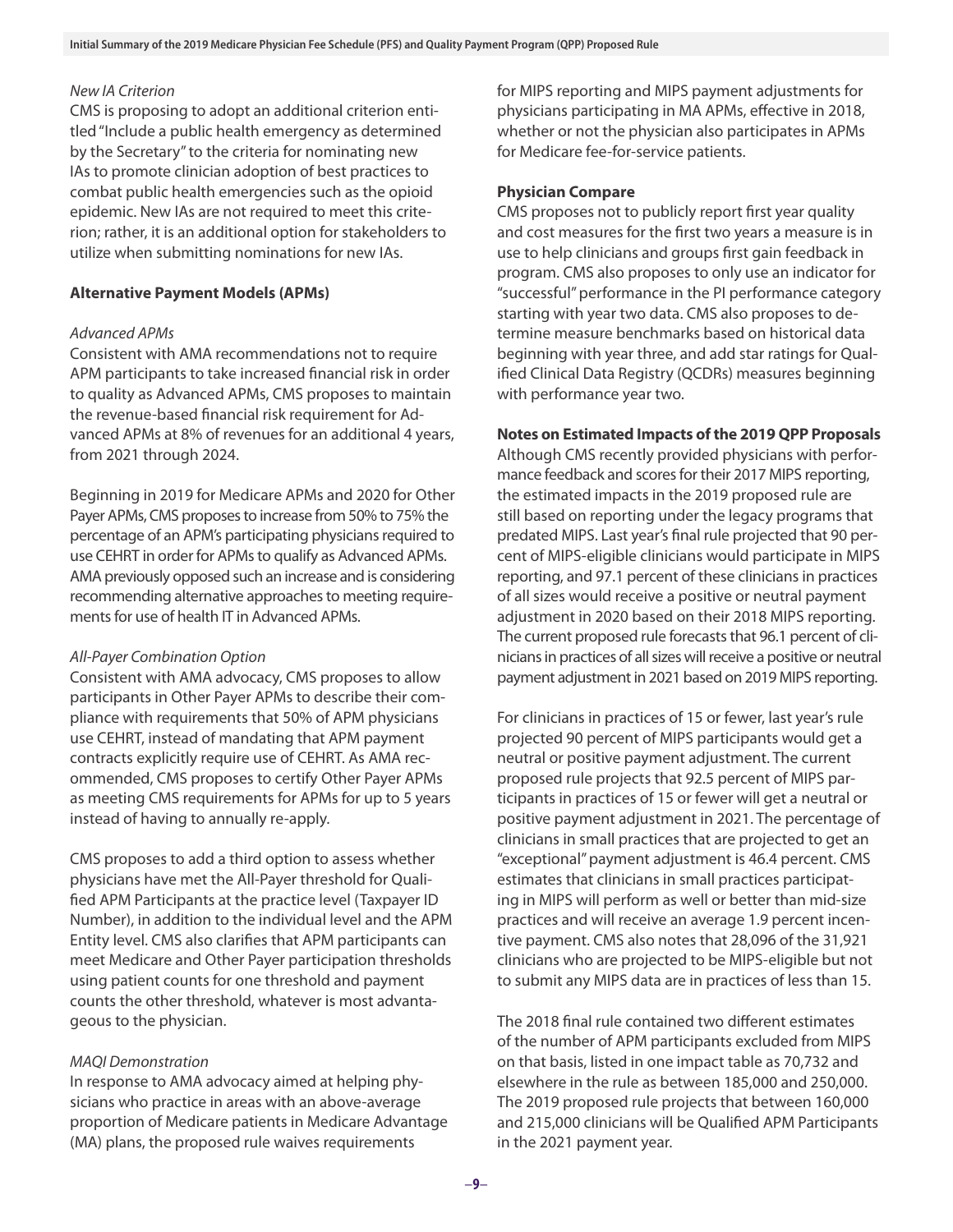*New IA Criterion*

CMS is proposing to adopt an additional criterion entitled "Include a public health emergency as determined by the Secretary" to the criteria for nominating new IAs to promote clinician adoption of best practices to combat public health emergencies such as the opioid epidemic. New IAs are not required to meet this criterion; rather, it is an additional option for stakeholders to utilize when submitting nominations for new IAs.

**Alternative Payment Models (APMs)**

*Advanced APMs*

Consistent with AMA recommendations not to require APM participants to take increased financial risk in order to quality as Advanced APMs, CMS proposes to maintain the revenue-based financial risk requirement for Advanced APMs at 8% of revenues for an additional 4 years, from 2021 through 2024.

Beginning in 2019 for Medicare APMs and 2020 for Other Payer APMs, CMS proposes to increase from 50% to 75% the percentage of an APM's participating physicians required to use CEHRT in order for APMs to qualify as Advanced APMs. AMA previously opposed such an increase and is considering recommending alternative approaches to meeting requirements for use of health IT in Advanced APMs.

*All-Payer Combination Option*

Consistent with AMA advocacy, CMS proposes to allow participants in Other Payer APMs to describe their compliance with requirements that 50% of APM physicians use CEHRT, instead of mandating that APM payment contracts explicitly require use of CEHRT. As AMA recommended, CMS proposes to certify Other Payer APMs as meeting CMS requirements for APMs for up to 5 years instead of having to annually re-apply.

CMS proposes to add a third option to assess whether physicians have met the All-Payer threshold for Qualified APM Participants at the practice level (Taxpayer ID Number), in addition to the individual level and the APM Entity level. CMS also clarifies that APM participants can meet Medicare and Other Payer participation thresholds using patient counts for one threshold and payment counts the other threshold, whatever is most advantageous to the physician.

*MAQI Demonstration*

In response to AMA advocacy aimed at helping physicians who practice in areas with an above-average proportion of Medicare patients in Medicare Advantage (MA) plans, the proposed rule waives requirements for MIPS reporting and MIPS payment adjustments for physicians participating in MA APMs, effective in 2018, whether or not the physician also participates in APMs for Medicare fee-for-service patients.

**Physician Compare**

CMS proposes not to publicly report first year quality and cost measures for the first two years a measure is in use to help clinicians and groups first gain feedback in program. CMS also proposes to only use an indicator for "successful" performance in the PI performance category starting with year two data. CMS also proposes to determine measure benchmarks based on historical data beginning with year three, and add star ratings for Qualified Clinical Data Registry (QCDRs) measures beginning with performance year two.

**Notes on Estimated Impacts of the 2019 QPP Proposals**

Although CMS recently provided physicians with performance feedback and scores for their 2017 MIPS reporting, the estimated impacts in the 2019 proposed rule are still based on reporting under the legacy programs that predated MIPS. Last year's final rule projected that 90 percent of MIPS-eligible clinicians would participate in MIPS reporting, and 97.1 percent of these clinicians in practices of all sizes would receive a positive or neutral payment adjustment in 2020 based on their 2018 MIPS reporting. The current proposed rule forecasts that 96.1 percent of clinicians in practices of all sizes will receive a positive or neutral payment adjustment in 2021 based on 2019 MIPS reporting.

For clinicians in practices of 15 or fewer, last year's rule projected 90 percent of MIPS participants would get a neutral or positive payment adjustment. The current proposed rule projects that 92.5 percent of MIPS participants in practices of 15 or fewer will get a neutral or positive payment adjustment in 2021. The percentage of clinicians in small practices that are projected to get an "exceptional" payment adjustment is 46.4 percent. CMS estimates that clinicians in small practices participating in MIPS will perform as well or better than mid-size practices and will receive an average 1.9 percent incentive payment. CMS also notes that 28,096 of the 31,921 clinicians who are projected to be MIPS-eligible but not to submit any MIPS data are in practices of less than 15.

The 2018 final rule contained two different estimates of the number of APM participants excluded from MIPS on that basis, listed in one impact table as 70,732 and elsewhere in the rule as between 185,000 and 250,000. The 2019 proposed rule projects that between 160,000 and 215,000 clinicians will be Qualified APM Participants in the 2021 payment year.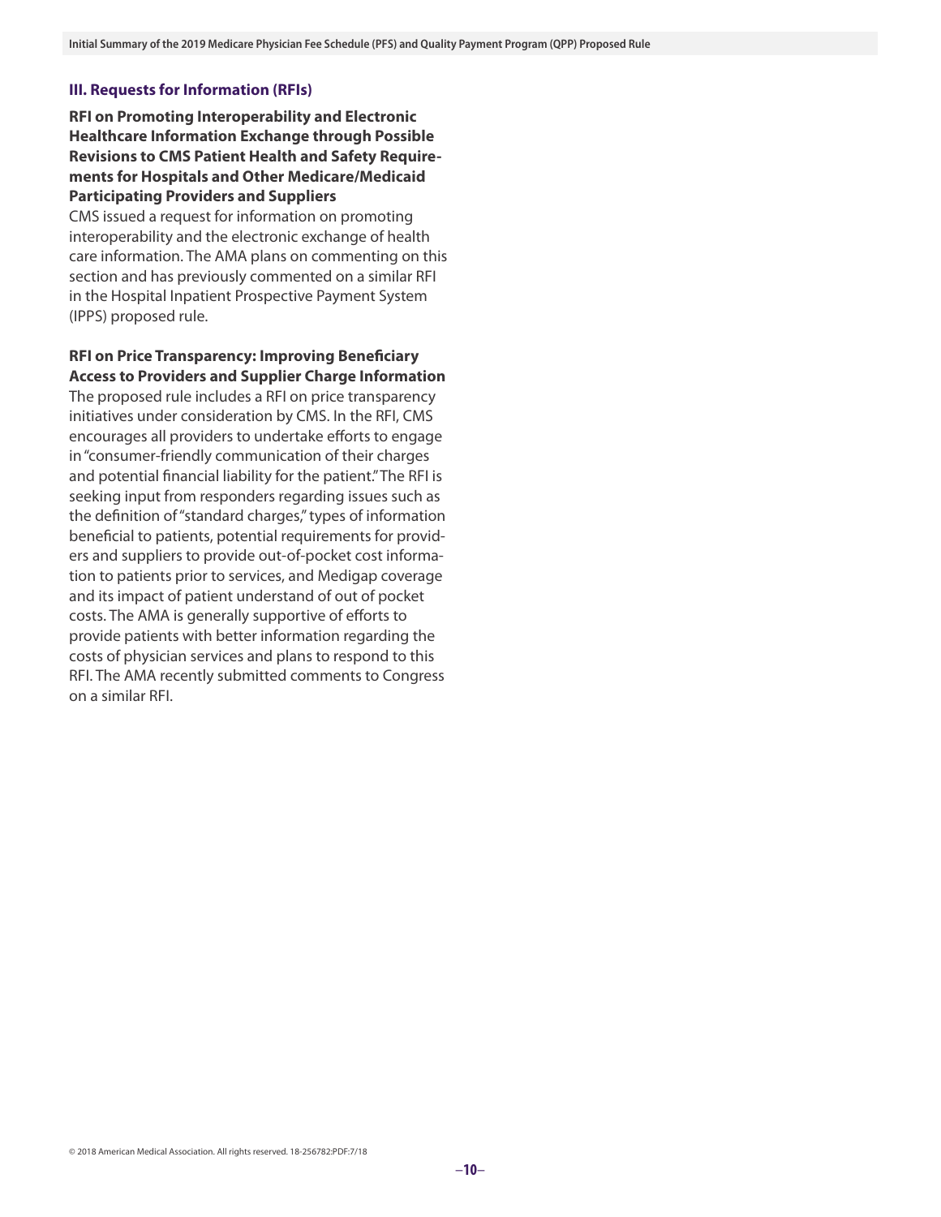### III. Requests for Information (RFIs)

**RFI on Promoting Interoperability and Electronic Healthcare Information Exchange through Possible Revisions to CMS Patient Health and Safety Requirements for Hospitals and Other Medicare/Medicaid Participating Providers and Suppliers**

CMS issued a request for information on promoting interoperability and the electronic exchange of health care information. The AMA plans on commenting on this section and has previously commented on a similar RFI in the Hospital Inpatient Prospective Payment System (IPPS) proposed rule.

**RFI on Price Transparency: Improving Beneficiary Access to Providers and Supplier Charge Information**

The proposed rule includes a RFI on price transparency initiatives under consideration by CMS. In the RFI, CMS encourages all providers to undertake efforts to engage in "consumer-friendly communication of their charges and potential financial liability for the patient." The RFI is seeking input from responders regarding issues such as the definition of "standard charges," types of information beneficial to patients, potential requirements for providers and suppliers to provide out-of-pocket cost information to patients prior to services, and Medigap coverage and its impact of patient understand of out of pocket costs. The AMA is generally supportive of efforts to provide patients with better information regarding the costs of physician services and plans to respond to this RFI. The AMA recently submitted comments to Congress on a similar RFI.

© 2018 American Medical Association. All rights reserved. 18-256782:PDF:7/18